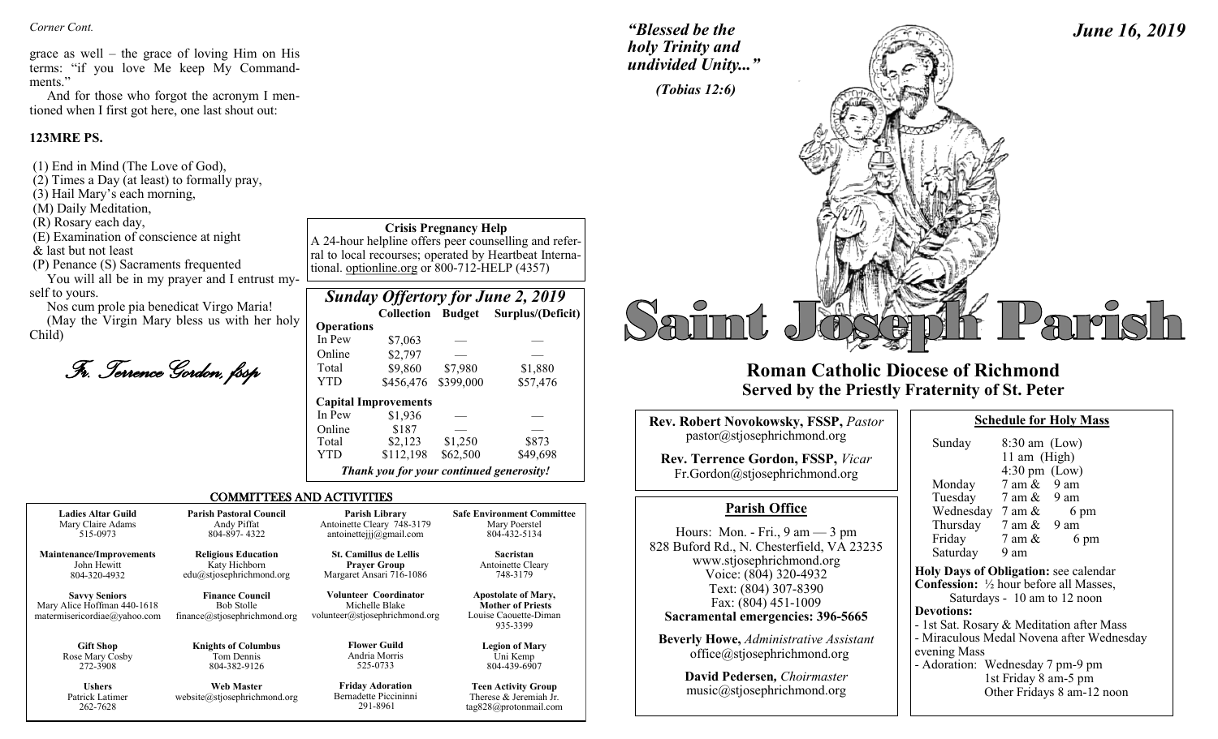*Corner Cont.*

grace as well – the grace of loving Him on His terms: "if you love Me keep My Commandments."

And for those who forgot the acronym I mentioned when I first got here, one last shout out:

**123MRE PS.**

(1) End in Mind (The Love of God),
(2) Times a Day (at least) to formally pray,
(3) Hail Mary's each morning,
(M) Daily Meditation,
(R) Rosary each day,
(E) Examination of conscience at night
& last but not least
(P) Penance (S) Sacraments frequented

You will all be in my prayer and I entrust myself to yours.

Nos cum prole pia benedicat Virgo Maria!

(May the Virgin Mary bless us with her holy Child)

*Fr. Terrence Gordon, fssp*

**Crisis Pregnancy Help**

A 24-hour helpline offers peer counselling and referral to local recourses; operated by Heartbeat International. optionline.org or 800-712-HELP (4357)

### *Sunday Offertory for June 2, 2019*

| | Collection | Budget | Surplus/(Deficit) |
|---|---|---|---|
| **Operations** | | | |
| In Pew | $7,063 | — | — |
| Online | $2,797 | — | — |
| Total | $9,860 | $7,980 | $1,880 |
| YTD | $456,476 | $399,000 | $57,476 |
| **Capital Improvements** | | | |
| In Pew | $1,936 | — | — |
| Online | $187 | — | — |
| Total | $2,123 | $1,250 | $873 |
| YTD | $112,198 | $62,500 | $49,698 |

***Thank you for your continued generosity!***

## COMMITTEES AND ACTIVITIES

| | | | |
|---|---|---|---|
| **Ladies Altar Guild**<br>Mary Claire Adams<br>515-0973 | **Parish Pastoral Council**<br>Andy Piffat<br>804-897- 4322 | **Parish Library**<br>Antoinette Cleary 748-3179<br>antoinettejjj@gmail.com | **Safe Environment Committee**<br>Mary Poerstel<br>804-432-5134 |
| **Maintenance/Improvements**<br>John Hewitt<br>804-320-4932 | **Religious Education**<br>Katy Hichborn<br>edu@stjosephrichmond.org | **St. Camillus de Lellis Prayer Group**<br>Margaret Ansari 716-1086 | **Sacristan**<br>Antoinette Cleary<br>748-3179 |
| **Savvy Seniors**<br>Mary Alice Hoffman 440-1618<br>matermisericordiae@yahoo.com | **Finance Council**<br>Bob Stolle<br>finance@stjosephrichmond.org | **Volunteer Coordinator**<br>Michelle Blake<br>volunteer@stjosephrichmond.org | **Apostolate of Mary, Mother of Priests**<br>Louise Caouette-Diman<br>935-3399 |
| **Gift Shop**<br>Rose Mary Cosby<br>272-3908 | **Knights of Columbus**<br>Tom Dennis<br>804-382-9126 | **Flower Guild**<br>Andria Morris<br>525-0733 | **Legion of Mary**<br>Uni Kemp<br>804-439-6907 |
| **Ushers**<br>Patrick Latimer<br>262-7628 | **Web Master**<br>website@stjosephrichmond.org | **Friday Adoration**<br>Bernadette Piccininni<br>291-8961 | **Teen Activity Group**<br>Therese & Jeremiah Jr.<br>tag828@protonmail.com |

*"Blessed be the holy Trinity and undivided Unity..."*

*(Tobias 12:6)*

***June 16, 2019***

# Saint Joseph Parish

## Roman Catholic Diocese of Richmond
## Served by the Priestly Fraternity of St. Peter

**Rev. Robert Novokowsky, FSSP,** *Pastor*
pastor@stjosephrichmond.org

**Rev. Terrence Gordon, FSSP,** *Vicar*
Fr.Gordon@stjosephrichmond.org

### Parish Office

Hours: Mon. - Fri., 9 am — 3 pm
828 Buford Rd., N. Chesterfield, VA 23235
www.stjosephrichmond.org
Voice: (804) 320-4932
Text: (804) 307-8390
Fax: (804) 451-1009
**Sacramental emergencies: 396-5665**

**Beverly Howe,** *Administrative Assistant*
office@stjosephrichmond.org

**David Pedersen,** *Choirmaster*
music@stjosephrichmond.org

### Schedule for Holy Mass

| | |
|---|---|
| Sunday | 8:30 am (Low)<br>11 am (High)<br>4:30 pm (Low) |
| Monday | 7 am & 9 am |
| Tuesday | 7 am & 9 am |
| Wednesday | 7 am & 6 pm |
| Thursday | 7 am & 9 am |
| Friday | 7 am & 6 pm |
| Saturday | 9 am |

**Holy Days of Obligation:** see calendar
**Confession:** ½ hour before all Masses,
Saturdays - 10 am to 12 noon
**Devotions:**
- 1st Sat. Rosary & Meditation after Mass
- Miraculous Medal Novena after Wednesday evening Mass
- Adoration: Wednesday 7 pm-9 pm
1st Friday 8 am-5 pm
Other Fridays 8 am-12 noon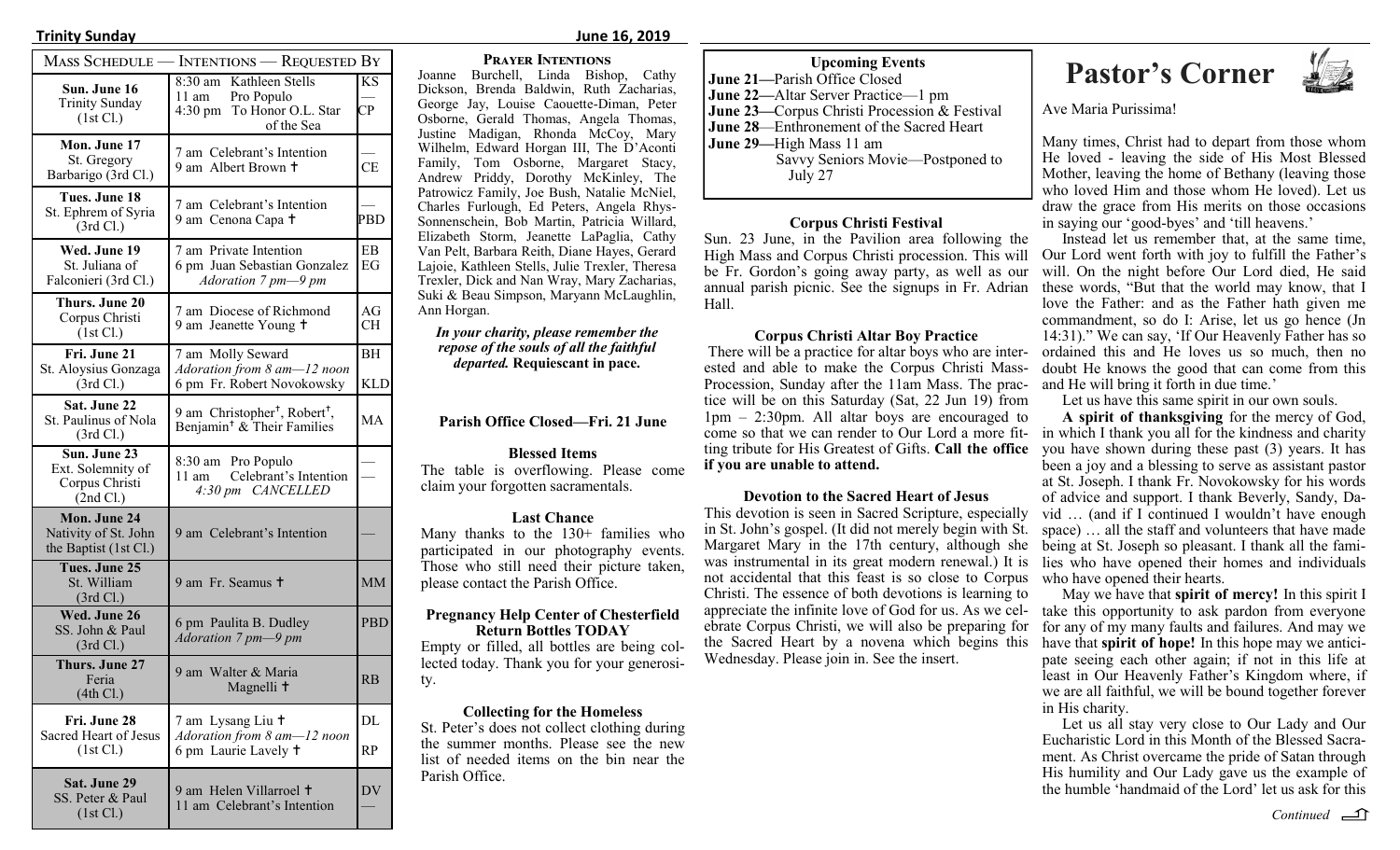**Trinity Sunday** **June 16, 2019**

| Mass Schedule — Intentions — Requested By | | |
|---|---|---|
| **Sun. June 16** Trinity Sunday (1st Cl.) | 8:30 am Kathleen Stells<br>11 am Pro Populo<br>4:30 pm To Honor O.L. Star of the Sea | KS<br>—<br>CP |
| **Mon. June 17** St. Gregory Barbarigo (3rd Cl.) | 7 am Celebrant's Intention<br>9 am Albert Brown † | —<br>CE |
| **Tues. June 18** St. Ephrem of Syria (3rd Cl.) | 7 am Celebrant's Intention<br>9 am Cenona Capa † | —<br>PBD |
| **Wed. June 19** St. Juliana of Falconieri (3rd Cl.) | 7 am Private Intention<br>6 pm Juan Sebastian Gonzalez<br>*Adoration 7 pm—9 pm* | EB<br>EG |
| **Thurs. June 20** Corpus Christi (1st Cl.) | 7 am Diocese of Richmond<br>9 am Jeanette Young † | AG<br>CH |
| **Fri. June 21** St. Aloysius Gonzaga (3rd Cl.) | 7 am Molly Seward<br>*Adoration from 8 am—12 noon*<br>6 pm Fr. Robert Novokowsky | BH<br><br>KLD |
| **Sat. June 22** St. Paulinus of Nola (3rd Cl.) | 9 am Christopher†, Robert†, Benjamin† & Their Families | MA |
| **Sun. June 23** Ext. Solemnity of Corpus Christi (2nd Cl.) | 8:30 am Pro Populo<br>11 am Celebrant's Intention<br>*4:30 pm CANCELLED* | —<br>— |
| **Mon. June 24** Nativity of St. John the Baptist (1st Cl.) | 9 am Celebrant's Intention | — |
| **Tues. June 25** St. William (3rd Cl.) | 9 am Fr. Seamus † | MM |
| **Wed. June 26** SS. John & Paul (3rd Cl.) | 6 pm Paulita B. Dudley<br>*Adoration 7 pm—9 pm* | PBD |
| **Thurs. June 27** Feria (4th Cl.) | 9 am Walter & Maria Magnelli † | RB |
| **Fri. June 28** Sacred Heart of Jesus (1st Cl.) | 7 am Lysang Liu †<br>*Adoration from 8 am—12 noon*<br>6 pm Laurie Lavely † | DL<br><br>RP |
| **Sat. June 29** SS. Peter & Paul (1st Cl.) | 9 am Helen Villarroel †<br>11 am Celebrant's Intention | DV<br>— |

### Prayer Intentions

Joanne Burchell, Linda Bishop, Cathy Dickson, Brenda Baldwin, Ruth Zacharias, George Jay, Louise Caouette-Diman, Peter Osborne, Gerald Thomas, Angela Thomas, Justine Madigan, Rhonda McCoy, Mary Wilhelm, Edward Horgan III, The D'Aconti Family, Tom Osborne, Margaret Stacy, Andrew Priddy, Dorothy McKinley, The Patrowicz Family, Joe Bush, Natalie McNiel, Charles Furlough, Ed Peters, Angela Rhys-Sonnenschein, Bob Martin, Patricia Willard, Elizabeth Storm, Jeanette LaPaglia, Cathy Van Pelt, Barbara Reith, Diane Hayes, Gerard Lajoie, Kathleen Stells, Julie Trexler, Theresa Trexler, Dick and Nan Wray, Mary Zacharias, Suki & Beau Simpson, Maryann McLaughlin, Ann Horgan.

***In your charity, please remember the repose of the souls of all the faithful departed.* Requiescant in pace.**

### Parish Office Closed—Fri. 21 June

### Blessed Items

The table is overflowing. Please come claim your forgotten sacramentals.

### Last Chance

Many thanks to the 130+ families who participated in our photography events. Those who still need their picture taken, please contact the Parish Office.

### Pregnancy Help Center of Chesterfield Return Bottles TODAY

Empty or filled, all bottles are being collected today. Thank you for your generosity.

### Collecting for the Homeless

St. Peter's does not collect clothing during the summer months. Please see the new list of needed items on the bin near the Parish Office.

### Upcoming Events

**June 21**—Parish Office Closed
**June 22**—Altar Server Practice—1 pm
**June 23**—Corpus Christi Procession & Festival
**June 28**—Enthronement of the Sacred Heart
**June 29**—High Mass 11 am
Savvy Seniors Movie—Postponed to July 27

### Corpus Christi Festival

Sun. 23 June, in the Pavilion area following the High Mass and Corpus Christi procession. This will be Fr. Gordon's going away party, as well as our annual parish picnic. See the signups in Fr. Adrian Hall.

### Corpus Christi Altar Boy Practice

There will be a practice for altar boys who are interested and able to make the Corpus Christi Mass-Procession, Sunday after the 11am Mass. The practice will be on this Saturday (Sat, 22 Jun 19) from 1pm – 2:30pm. All altar boys are encouraged to come so that we can render to Our Lord a more fitting tribute for His Greatest of Gifts. **Call the office if you are unable to attend.**

### Devotion to the Sacred Heart of Jesus

This devotion is seen in Sacred Scripture, especially in St. John's gospel. (It did not merely begin with St. Margaret Mary in the 17th century, although she was instrumental in its great modern renewal.) It is not accidental that this feast is so close to Corpus Christi. The essence of both devotions is learning to appreciate the infinite love of God for us. As we celebrate Corpus Christi, we will also be preparing for the Sacred Heart by a novena which begins this Wednesday. Please join in. See the insert.

# Pastor's Corner

Ave Maria Purissima!

Many times, Christ had to depart from those whom He loved - leaving the side of His Most Blessed Mother, leaving the home of Bethany (leaving those who loved Him and those whom He loved). Let us draw the grace from His merits on those occasions in saying our 'good-byes' and 'till heavens.'

Instead let us remember that, at the same time, Our Lord went forth with joy to fulfill the Father's will. On the night before Our Lord died, He said these words, "But that the world may know, that I love the Father: and as the Father hath given me commandment, so do I: Arise, let us go hence (Jn 14:31)." We can say, 'If Our Heavenly Father has so ordained this and He loves us so much, then no doubt He knows the good that can come from this and He will bring it forth in due time.'

Let us have this same spirit in our own souls.

**A spirit of thanksgiving** for the mercy of God, in which I thank you all for the kindness and charity you have shown during these past (3) years. It has been a joy and a blessing to serve as assistant pastor at St. Joseph. I thank Fr. Novokowsky for his words of advice and support. I thank Beverly, Sandy, David … (and if I continued I wouldn't have enough space) … all the staff and volunteers that have made being at St. Joseph so pleasant. I thank all the families who have opened their homes and individuals who have opened their hearts.

May we have that **spirit of mercy!** In this spirit I take this opportunity to ask pardon from everyone for any of my many faults and failures. And may we have that **spirit of hope!** In this hope may we anticipate seeing each other again; if not in this life at least in Our Heavenly Father's Kingdom where, if we are all faithful, we will be bound together forever in His charity.

Let us all stay very close to Our Lady and Our Eucharistic Lord in this Month of the Blessed Sacrament. As Christ overcame the pride of Satan through His humility and Our Lady gave us the example of the humble 'handmaid of the Lord' let us ask for this

*Continued*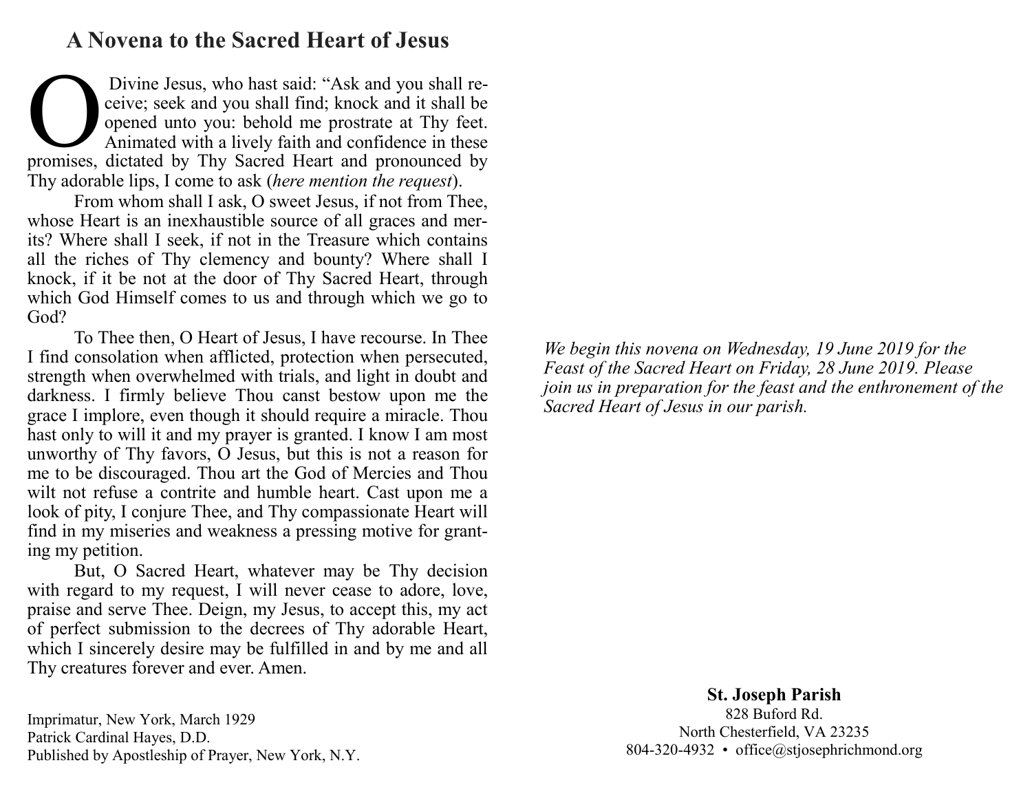# A Novena to the Sacred Heart of Jesus

O Divine Jesus, who hast said: "Ask and you shall receive; seek and you shall find; knock and it shall be opened unto you: behold me prostrate at Thy feet. Animated with a lively faith and confidence in these promises, dictated by Thy Sacred Heart and pronounced by Thy adorable lips, I come to ask (*here mention the request*).

From whom shall I ask, O sweet Jesus, if not from Thee, whose Heart is an inexhaustible source of all graces and merits? Where shall I seek, if not in the Treasure which contains all the riches of Thy clemency and bounty? Where shall I knock, if it be not at the door of Thy Sacred Heart, through which God Himself comes to us and through which we go to God?

To Thee then, O Heart of Jesus, I have recourse. In Thee I find consolation when afflicted, protection when persecuted, strength when overwhelmed with trials, and light in doubt and darkness. I firmly believe Thou canst bestow upon me the grace I implore, even though it should require a miracle. Thou hast only to will it and my prayer is granted. I know I am most unworthy of Thy favors, O Jesus, but this is not a reason for me to be discouraged. Thou art the God of Mercies and Thou wilt not refuse a contrite and humble heart. Cast upon me a look of pity, I conjure Thee, and Thy compassionate Heart will find in my miseries and weakness a pressing motive for granting my petition.

But, O Sacred Heart, whatever may be Thy decision with regard to my request, I will never cease to adore, love, praise and serve Thee. Deign, my Jesus, to accept this, my act of perfect submission to the decrees of Thy adorable Heart, which I sincerely desire may be fulfilled in and by me and all Thy creatures forever and ever. Amen.

Imprimatur, New York, March 1929
Patrick Cardinal Hayes, D.D.
Published by Apostleship of Prayer, New York, N.Y.

*We begin this novena on Wednesday, 19 June 2019 for the Feast of the Sacred Heart on Friday, 28 June 2019. Please join us in preparation for the feast and the enthronement of the Sacred Heart of Jesus in our parish.*

**St. Joseph Parish**
828 Buford Rd.
North Chesterfield, VA 23235
804-320-4932 • office@stjosephrichmond.org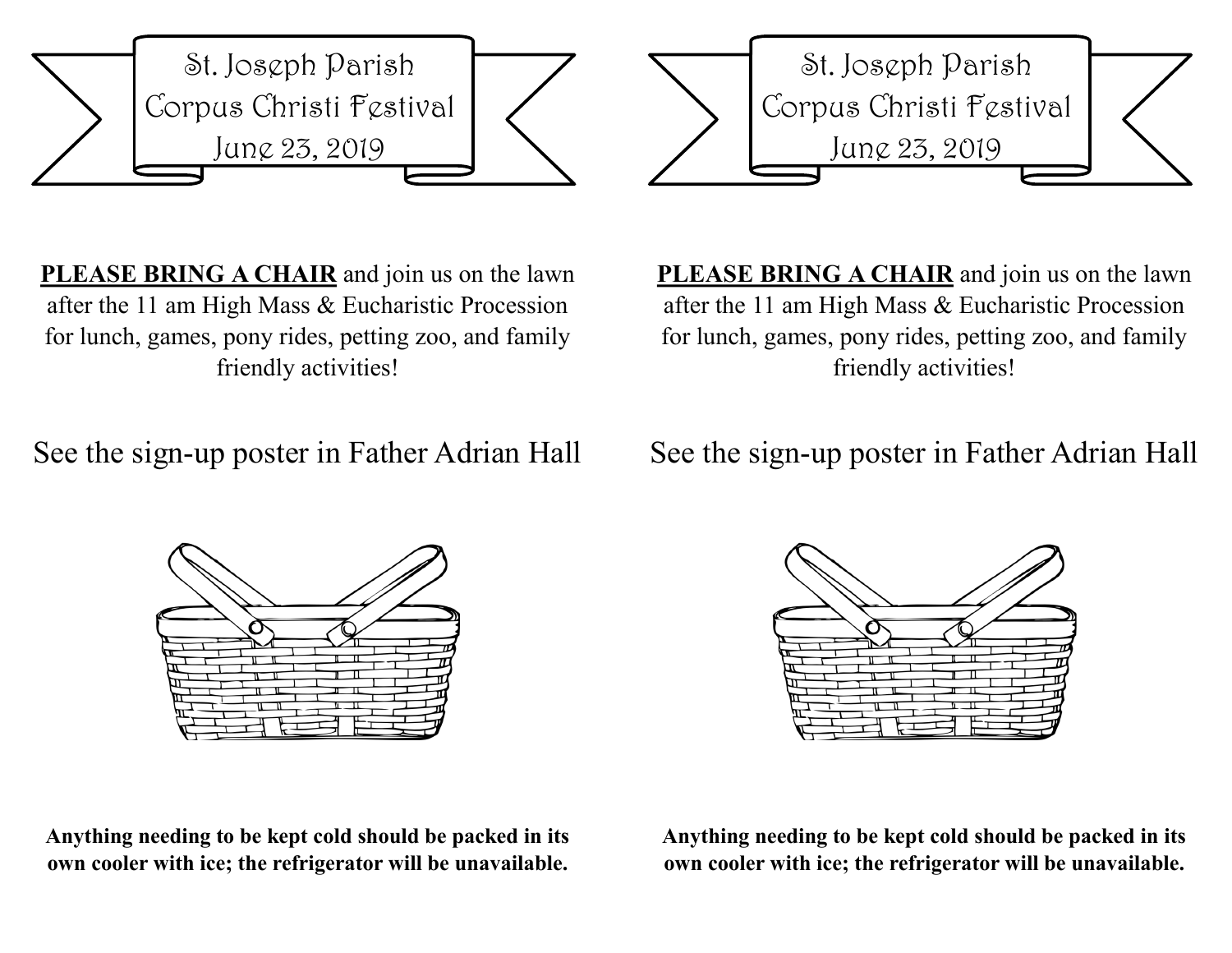St. Joseph Parish
Corpus Christi Festival
June 23, 2019

**PLEASE BRING A CHAIR** and join us on the lawn after the 11 am High Mass & Eucharistic Procession for lunch, games, pony rides, petting zoo, and family friendly activities!

See the sign-up poster in Father Adrian Hall

**Anything needing to be kept cold should be packed in its own cooler with ice; the refrigerator will be unavailable.**

St. Joseph Parish
Corpus Christi Festival
June 23, 2019

**PLEASE BRING A CHAIR** and join us on the lawn after the 11 am High Mass & Eucharistic Procession for lunch, games, pony rides, petting zoo, and family friendly activities!

See the sign-up poster in Father Adrian Hall

**Anything needing to be kept cold should be packed in its own cooler with ice; the refrigerator will be unavailable.**